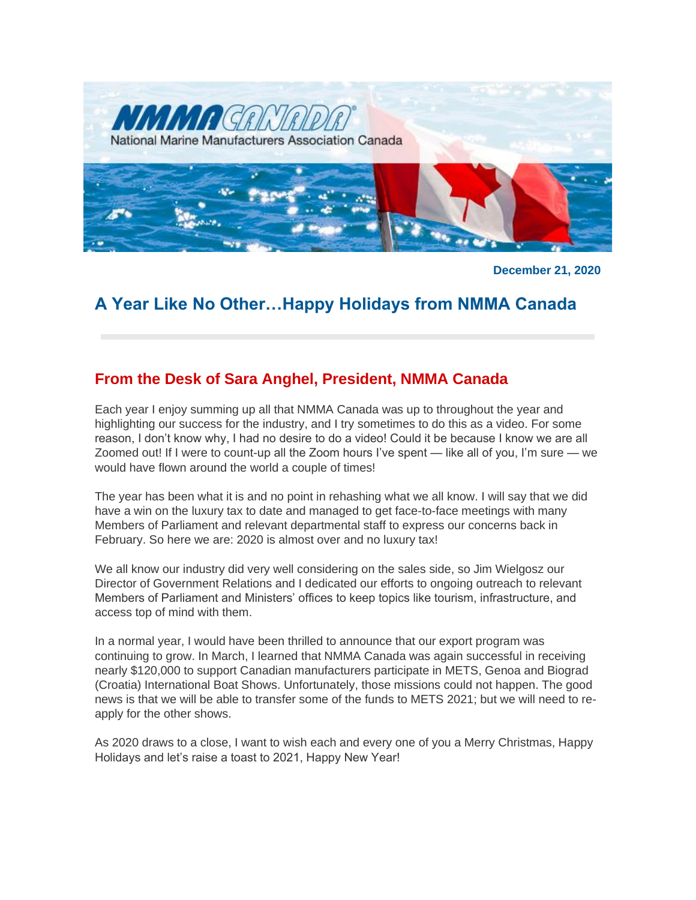NMMA CANADA
National Marine Manufacturers Association Canada

**December 21, 2020**

# A Year Like No Other…Happy Holidays from NMMA Canada

## From the Desk of Sara Anghel, President, NMMA Canada

Each year I enjoy summing up all that NMMA Canada was up to throughout the year and highlighting our success for the industry, and I try sometimes to do this as a video. For some reason, I don't know why, I had no desire to do a video! Could it be because I know we are all Zoomed out! If I were to count-up all the Zoom hours I've spent — like all of you, I'm sure — we would have flown around the world a couple of times!

The year has been what it is and no point in rehashing what we all know. I will say that we did have a win on the luxury tax to date and managed to get face-to-face meetings with many Members of Parliament and relevant departmental staff to express our concerns back in February. So here we are: 2020 is almost over and no luxury tax!

We all know our industry did very well considering on the sales side, so Jim Wielgosz our Director of Government Relations and I dedicated our efforts to ongoing outreach to relevant Members of Parliament and Ministers' offices to keep topics like tourism, infrastructure, and access top of mind with them.

In a normal year, I would have been thrilled to announce that our export program was continuing to grow. In March, I learned that NMMA Canada was again successful in receiving nearly $120,000 to support Canadian manufacturers participate in METS, Genoa and Biograd (Croatia) International Boat Shows. Unfortunately, those missions could not happen. The good news is that we will be able to transfer some of the funds to METS 2021; but we will need to re-apply for the other shows.

As 2020 draws to a close, I want to wish each and every one of you a Merry Christmas, Happy Holidays and let's raise a toast to 2021, Happy New Year!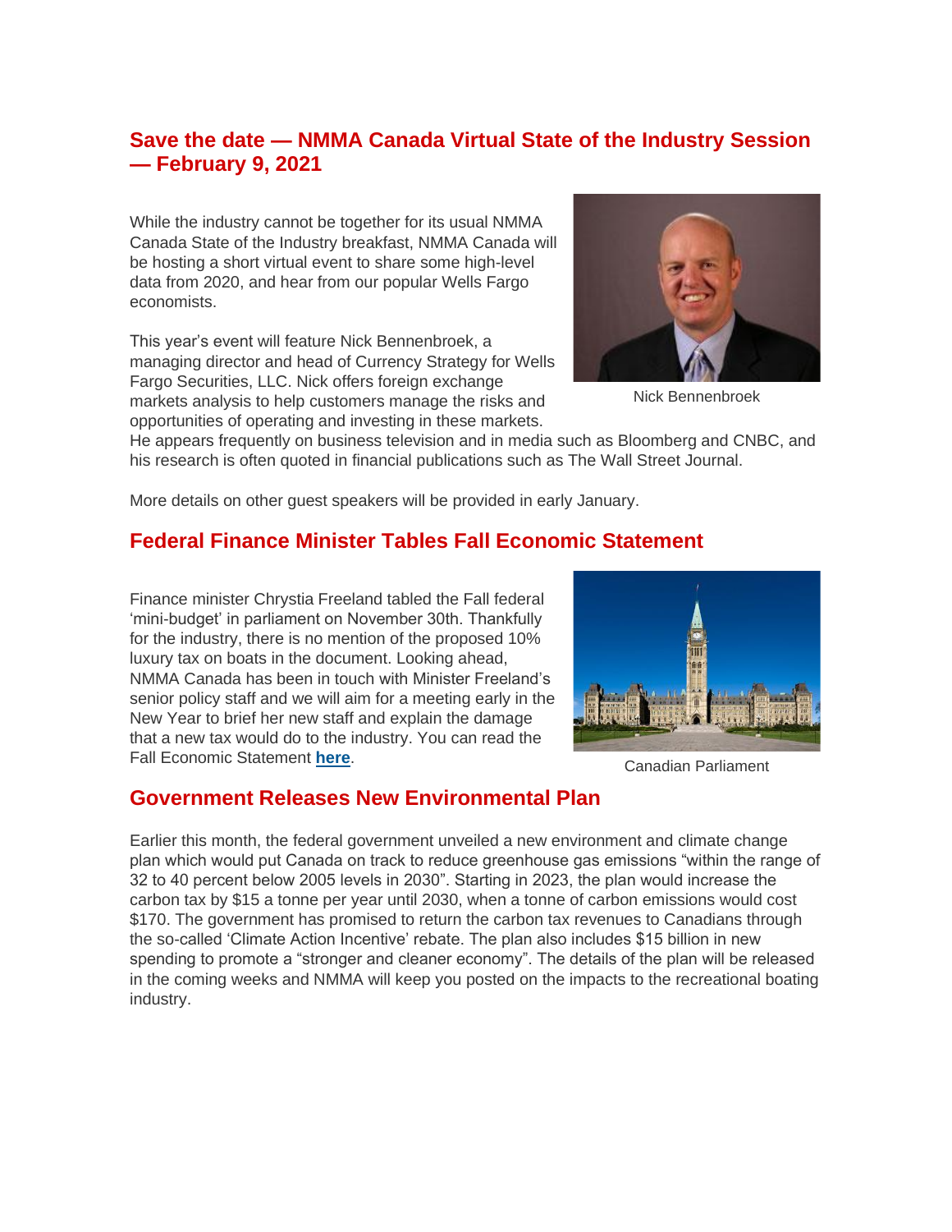## Save the date — NMMA Canada Virtual State of the Industry Session — February 9, 2021

While the industry cannot be together for its usual NMMA Canada State of the Industry breakfast, NMMA Canada will be hosting a short virtual event to share some high-level data from 2020, and hear from our popular Wells Fargo economists.

This year's event will feature Nick Bennenbroek, a managing director and head of Currency Strategy for Wells Fargo Securities, LLC. Nick offers foreign exchange markets analysis to help customers manage the risks and opportunities of operating and investing in these markets. He appears frequently on business television and in media such as Bloomberg and CNBC, and his research is often quoted in financial publications such as The Wall Street Journal.

Nick Bennenbroek

More details on other guest speakers will be provided in early January.

## Federal Finance Minister Tables Fall Economic Statement

Finance minister Chrystia Freeland tabled the Fall federal 'mini-budget' in parliament on November 30th. Thankfully for the industry, there is no mention of the proposed 10% luxury tax on boats in the document. Looking ahead, NMMA Canada has been in touch with Minister Freeland's senior policy staff and we will aim for a meeting early in the New Year to brief her new staff and explain the damage that a new tax would do to the industry. You can read the Fall Economic Statement **here**.

Canadian Parliament

## Government Releases New Environmental Plan

Earlier this month, the federal government unveiled a new environment and climate change plan which would put Canada on track to reduce greenhouse gas emissions "within the range of 32 to 40 percent below 2005 levels in 2030". Starting in 2023, the plan would increase the carbon tax by $15 a tonne per year until 2030, when a tonne of carbon emissions would cost $170. The government has promised to return the carbon tax revenues to Canadians through the so-called 'Climate Action Incentive' rebate. The plan also includes $15 billion in new spending to promote a "stronger and cleaner economy". The details of the plan will be released in the coming weeks and NMMA will keep you posted on the impacts to the recreational boating industry.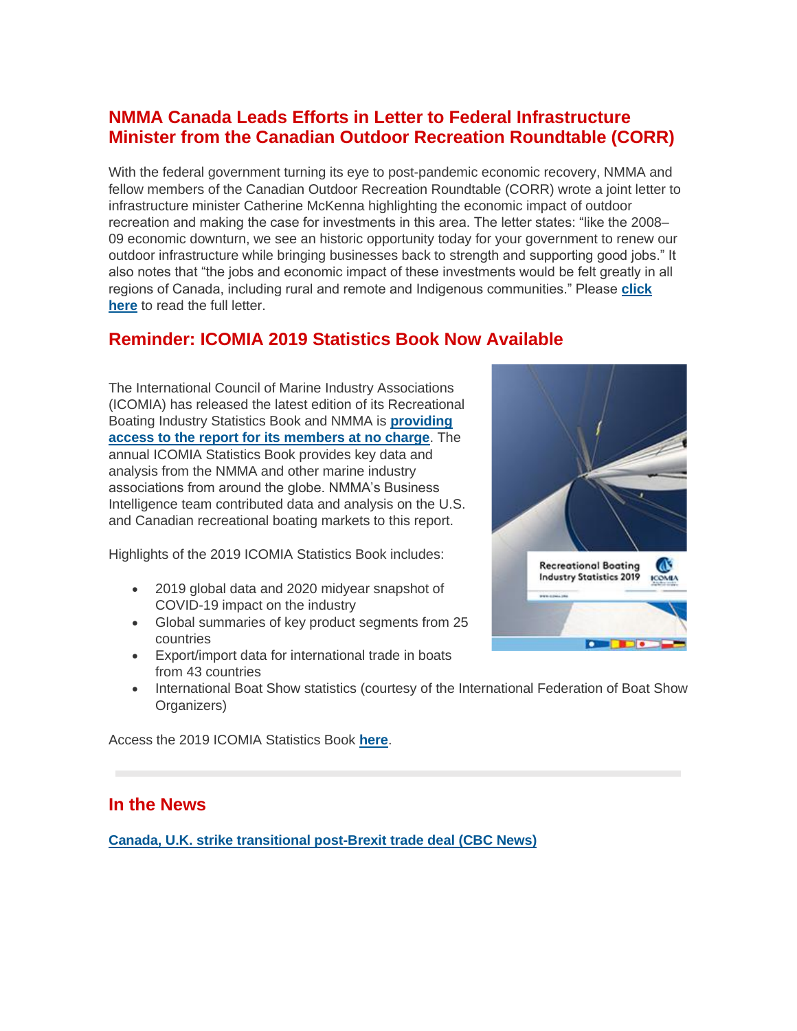## NMMA Canada Leads Efforts in Letter to Federal Infrastructure Minister from the Canadian Outdoor Recreation Roundtable (CORR)

With the federal government turning its eye to post-pandemic economic recovery, NMMA and fellow members of the Canadian Outdoor Recreation Roundtable (CORR) wrote a joint letter to infrastructure minister Catherine McKenna highlighting the economic impact of outdoor recreation and making the case for investments in this area. The letter states: "like the 2008–09 economic downturn, we see an historic opportunity today for your government to renew our outdoor infrastructure while bringing businesses back to strength and supporting good jobs." It also notes that "the jobs and economic impact of these investments would be felt greatly in all regions of Canada, including rural and remote and Indigenous communities." Please **click here** to read the full letter.

## Reminder: ICOMIA 2019 Statistics Book Now Available

The International Council of Marine Industry Associations (ICOMIA) has released the latest edition of its Recreational Boating Industry Statistics Book and NMMA is **providing access to the report for its members at no charge**. The annual ICOMIA Statistics Book provides key data and analysis from the NMMA and other marine industry associations from around the globe. NMMA's Business Intelligence team contributed data and analysis on the U.S. and Canadian recreational boating markets to this report.

Highlights of the 2019 ICOMIA Statistics Book includes:

- 2019 global data and 2020 midyear snapshot of COVID-19 impact on the industry
- Global summaries of key product segments from 25 countries
- Export/import data for international trade in boats from 43 countries
- International Boat Show statistics (courtesy of the International Federation of Boat Show Organizers)

Access the 2019 ICOMIA Statistics Book **here**.

## In the News

**Canada, U.K. strike transitional post-Brexit trade deal (CBC News)**